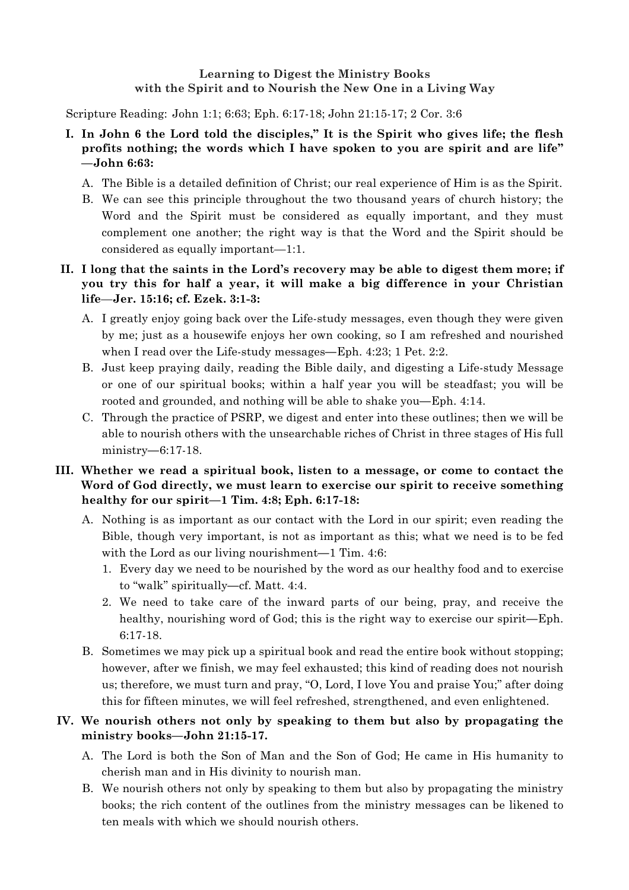**Learning to Digest the Ministry Books with the Spirit and to Nourish the New One in a Living Way**

Scripture Reading: John 1:1; 6:63; Eph. 6:17-18; John 21:15-17; 2 Cor. 3:6

**I. In John 6 the Lord told the disciples," It is the Spirit who gives life; the flesh profits nothing; the words which I have spoken to you are spirit and are life" —John 6:63:**

A. The Bible is a detailed definition of Christ; our real experience of Him is as the Spirit.

B. We can see this principle throughout the two thousand years of church history; the Word and the Spirit must be considered as equally important, and they must complement one another; the right way is that the Word and the Spirit should be considered as equally important—1:1.

**II. I long that the saints in the Lord's recovery may be able to digest them more; if you try this for half a year, it will make a big difference in your Christian life—Jer. 15:16; cf. Ezek. 3:1-3:**

A. I greatly enjoy going back over the Life-study messages, even though they were given by me; just as a housewife enjoys her own cooking, so I am refreshed and nourished when I read over the Life-study messages—Eph. 4:23; 1 Pet. 2:2.

B. Just keep praying daily, reading the Bible daily, and digesting a Life-study Message or one of our spiritual books; within a half year you will be steadfast; you will be rooted and grounded, and nothing will be able to shake you—Eph. 4:14.

C. Through the practice of PSRP, we digest and enter into these outlines; then we will be able to nourish others with the unsearchable riches of Christ in three stages of His full ministry—6:17-18.

**III. Whether we read a spiritual book, listen to a message, or come to contact the Word of God directly, we must learn to exercise our spirit to receive something healthy for our spirit—1 Tim. 4:8; Eph. 6:17-18:**

A. Nothing is as important as our contact with the Lord in our spirit; even reading the Bible, though very important, is not as important as this; what we need is to be fed with the Lord as our living nourishment—1 Tim. 4:6:

1. Every day we need to be nourished by the word as our healthy food and to exercise to "walk" spiritually—cf. Matt. 4:4.
2. We need to take care of the inward parts of our being, pray, and receive the healthy, nourishing word of God; this is the right way to exercise our spirit—Eph. 6:17-18.

B. Sometimes we may pick up a spiritual book and read the entire book without stopping; however, after we finish, we may feel exhausted; this kind of reading does not nourish us; therefore, we must turn and pray, "O, Lord, I love You and praise You;" after doing this for fifteen minutes, we will feel refreshed, strengthened, and even enlightened.

**IV. We nourish others not only by speaking to them but also by propagating the ministry books—John 21:15-17.**

A. The Lord is both the Son of Man and the Son of God; He came in His humanity to cherish man and in His divinity to nourish man.

B. We nourish others not only by speaking to them but also by propagating the ministry books; the rich content of the outlines from the ministry messages can be likened to ten meals with which we should nourish others.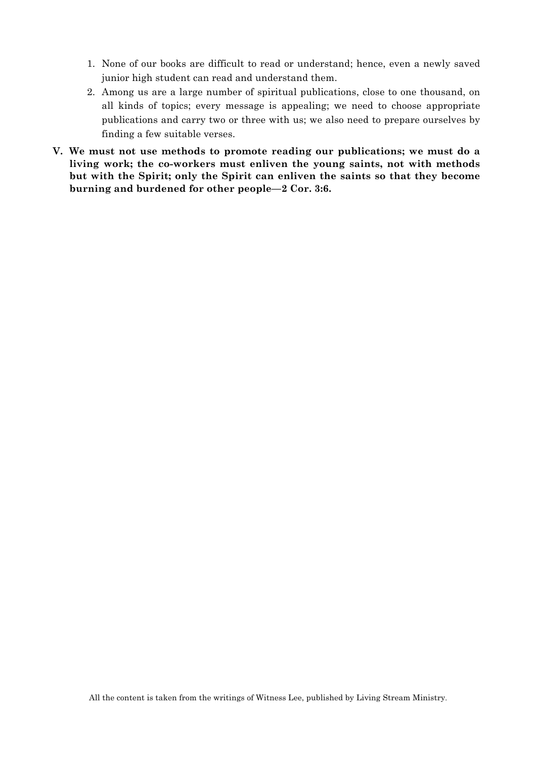1. None of our books are difficult to read or understand; hence, even a newly saved junior high student can read and understand them.
2. Among us are a large number of spiritual publications, close to one thousand, on all kinds of topics; every message is appealing; we need to choose appropriate publications and carry two or three with us; we also need to prepare ourselves by finding a few suitable verses.

**V. We must not use methods to promote reading our publications; we must do a living work; the co-workers must enliven the young saints, not with methods but with the Spirit; only the Spirit can enliven the saints so that they become burning and burdened for other people—2 Cor. 3:6.**

All the content is taken from the writings of Witness Lee, published by Living Stream Ministry.